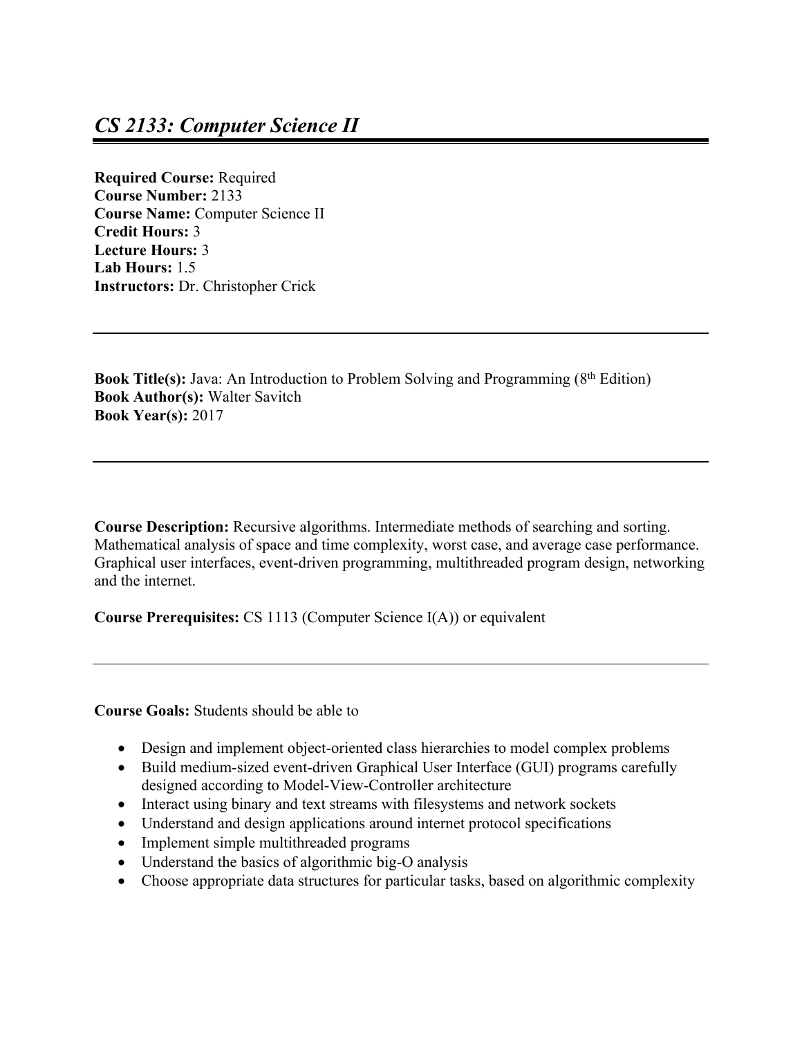# *CS 2133: Computer Science II*

**Required Course:** Required
**Course Number:** 2133
**Course Name:** Computer Science II
**Credit Hours:** 3
**Lecture Hours:** 3
**Lab Hours:** 1.5
**Instructors:** Dr. Christopher Crick

---

**Book Title(s):** Java: An Introduction to Problem Solving and Programming (8th Edition)
**Book Author(s):** Walter Savitch
**Book Year(s):** 2017

---

**Course Description:** Recursive algorithms. Intermediate methods of searching and sorting. Mathematical analysis of space and time complexity, worst case, and average case performance. Graphical user interfaces, event-driven programming, multithreaded program design, networking and the internet.

**Course Prerequisites:** CS 1113 (Computer Science I(A)) or equivalent

---

**Course Goals:** Students should be able to

- Design and implement object-oriented class hierarchies to model complex problems
- Build medium-sized event-driven Graphical User Interface (GUI) programs carefully designed according to Model-View-Controller architecture
- Interact using binary and text streams with filesystems and network sockets
- Understand and design applications around internet protocol specifications
- Implement simple multithreaded programs
- Understand the basics of algorithmic big-O analysis
- Choose appropriate data structures for particular tasks, based on algorithmic complexity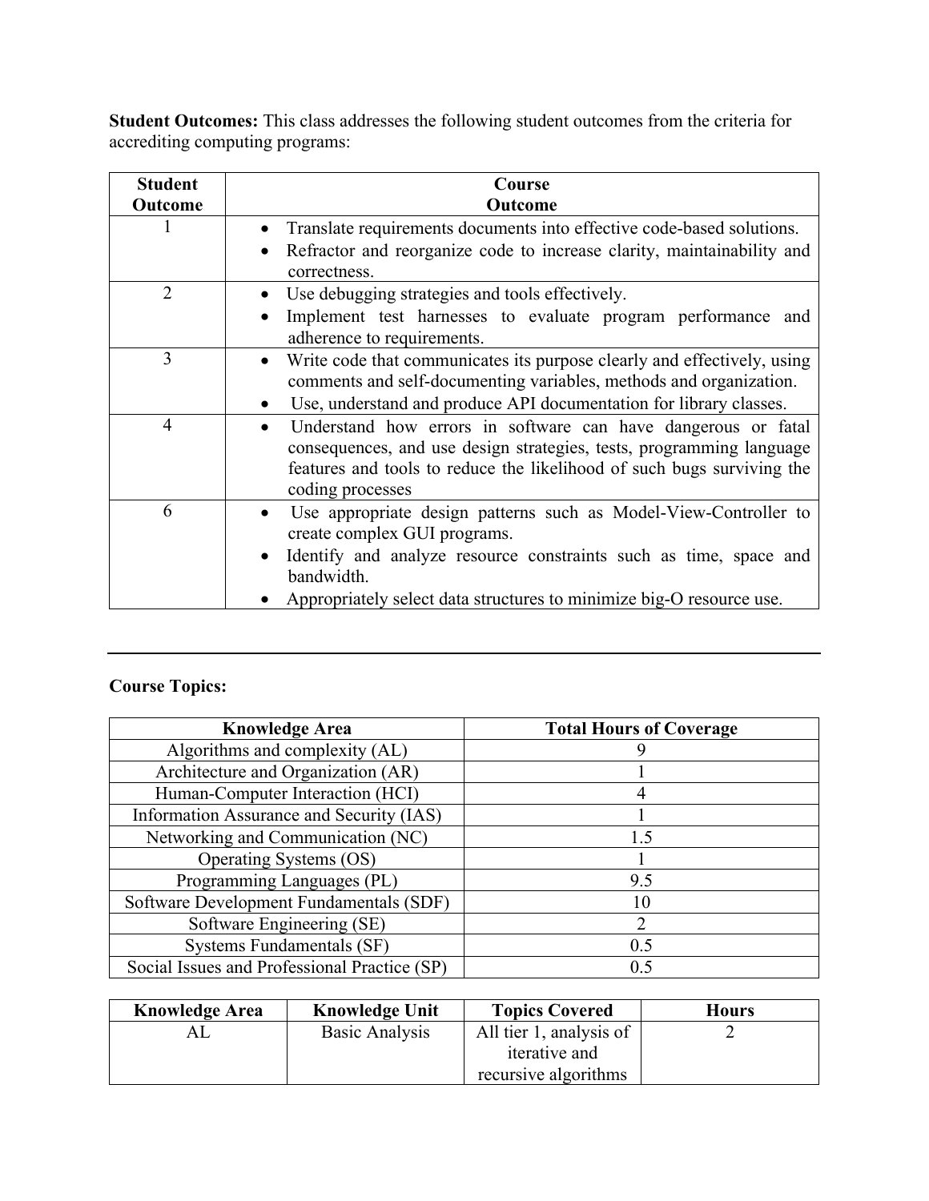**Student Outcomes:** This class addresses the following student outcomes from the criteria for accrediting computing programs:

| Student Outcome | Course Outcome |
|---|---|
| 1 | • Translate requirements documents into effective code-based solutions.<br>• Refactor and reorganize code to increase clarity, maintainability and correctness. |
| 2 | • Use debugging strategies and tools effectively.<br>• Implement test harnesses to evaluate program performance and adherence to requirements. |
| 3 | • Write code that communicates its purpose clearly and effectively, using comments and self-documenting variables, methods and organization.<br>• Use, understand and produce API documentation for library classes. |
| 4 | • Understand how errors in software can have dangerous or fatal consequences, and use design strategies, tests, programming language features and tools to reduce the likelihood of such bugs surviving the coding processes |
| 6 | • Use appropriate design patterns such as Model-View-Controller to create complex GUI programs.<br>• Identify and analyze resource constraints such as time, space and bandwidth.<br>• Appropriately select data structures to minimize big-O resource use. |

---

**Course Topics:**

| Knowledge Area | Total Hours of Coverage |
|---|---|
| Algorithms and complexity (AL) | 9 |
| Architecture and Organization (AR) | 1 |
| Human-Computer Interaction (HCI) | 4 |
| Information Assurance and Security (IAS) | 1 |
| Networking and Communication (NC) | 1.5 |
| Operating Systems (OS) | 1 |
| Programming Languages (PL) | 9.5 |
| Software Development Fundamentals (SDF) | 10 |
| Software Engineering (SE) | 2 |
| Systems Fundamentals (SF) | 0.5 |
| Social Issues and Professional Practice (SP) | 0.5 |

| Knowledge Area | Knowledge Unit | Topics Covered | Hours |
|---|---|---|---|
| AL | Basic Analysis | All tier 1, analysis of iterative and recursive algorithms | 2 |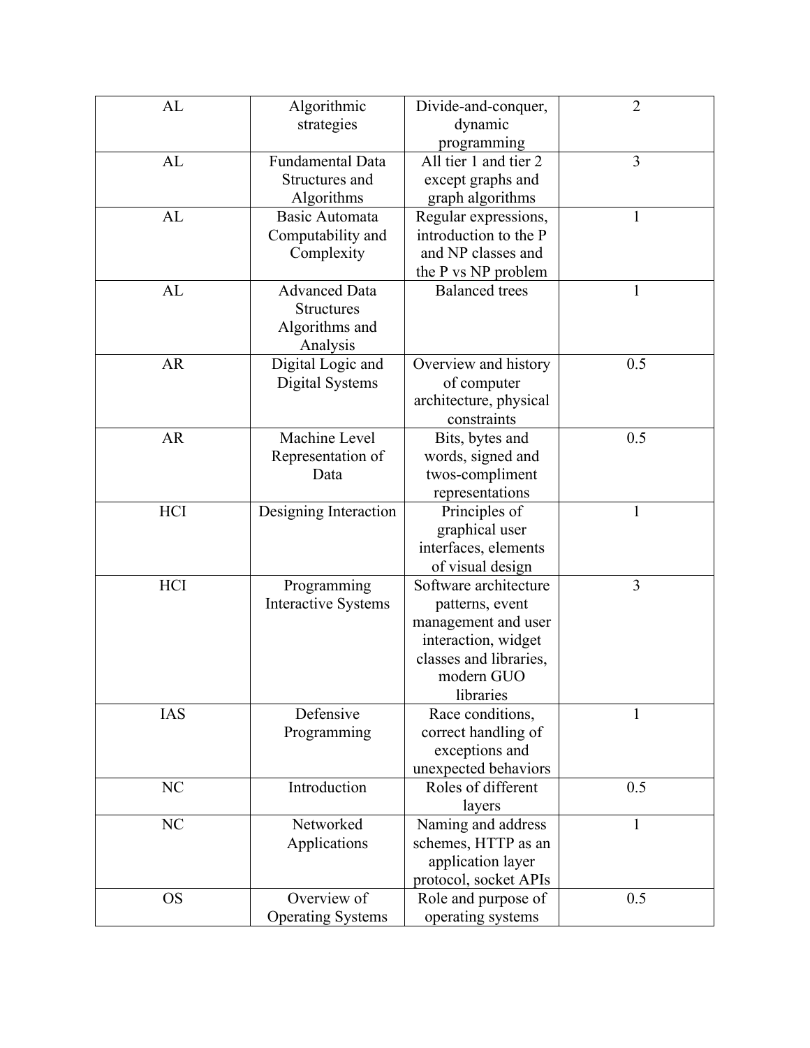| AL | Algorithmic strategies | Divide-and-conquer, dynamic programming | 2 |
|---|---|---|---|
| AL | Fundamental Data Structures and Algorithms | All tier 1 and tier 2 except graphs and graph algorithms | 3 |
| AL | Basic Automata Computability and Complexity | Regular expressions, introduction to the P and NP classes and the P vs NP problem | 1 |
| AL | Advanced Data Structures Algorithms and Analysis | Balanced trees | 1 |
| AR | Digital Logic and Digital Systems | Overview and history of computer architecture, physical constraints | 0.5 |
| AR | Machine Level Representation of Data | Bits, bytes and words, signed and twos-compliment representations | 0.5 |
| HCI | Designing Interaction | Principles of graphical user interfaces, elements of visual design | 1 |
| HCI | Programming Interactive Systems | Software architecture patterns, event management and user interaction, widget classes and libraries, modern GUO libraries | 3 |
| IAS | Defensive Programming | Race conditions, correct handling of exceptions and unexpected behaviors | 1 |
| NC | Introduction | Roles of different layers | 0.5 |
| NC | Networked Applications | Naming and address schemes, HTTP as an application layer protocol, socket APIs | 1 |
| OS | Overview of Operating Systems | Role and purpose of operating systems | 0.5 |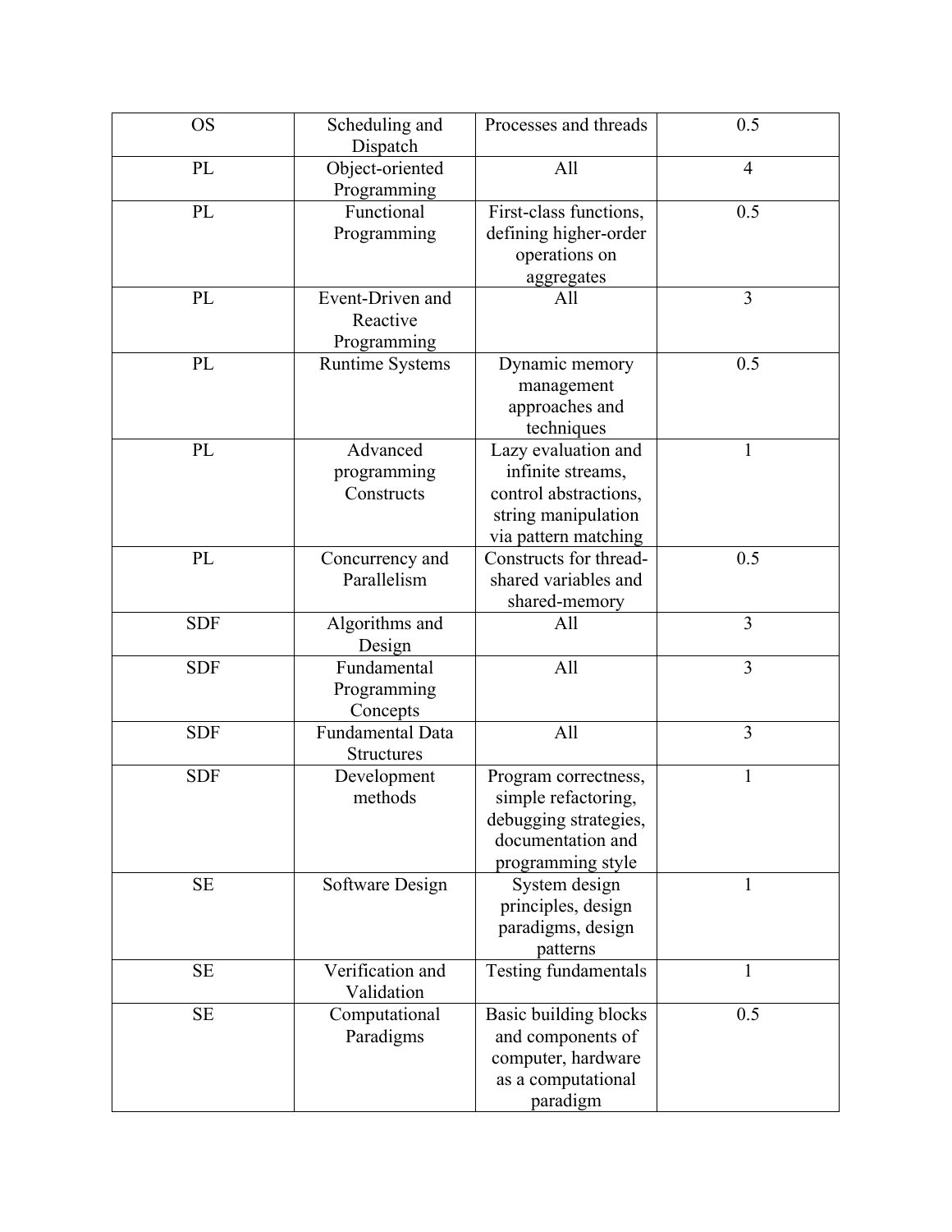| OS | Scheduling and Dispatch | Processes and threads | 0.5 |
|---|---|---|---|
| PL | Object-oriented Programming | All | 4 |
| PL | Functional Programming | First-class functions, defining higher-order operations on aggregates | 0.5 |
| PL | Event-Driven and Reactive Programming | All | 3 |
| PL | Runtime Systems | Dynamic memory management approaches and techniques | 0.5 |
| PL | Advanced programming Constructs | Lazy evaluation and infinite streams, control abstractions, string manipulation via pattern matching | 1 |
| PL | Concurrency and Parallelism | Constructs for thread-shared variables and shared-memory | 0.5 |
| SDF | Algorithms and Design | All | 3 |
| SDF | Fundamental Programming Concepts | All | 3 |
| SDF | Fundamental Data Structures | All | 3 |
| SDF | Development methods | Program correctness, simple refactoring, debugging strategies, documentation and programming style | 1 |
| SE | Software Design | System design principles, design paradigms, design patterns | 1 |
| SE | Verification and Validation | Testing fundamentals | 1 |
| SE | Computational Paradigms | Basic building blocks and components of computer, hardware as a computational paradigm | 0.5 |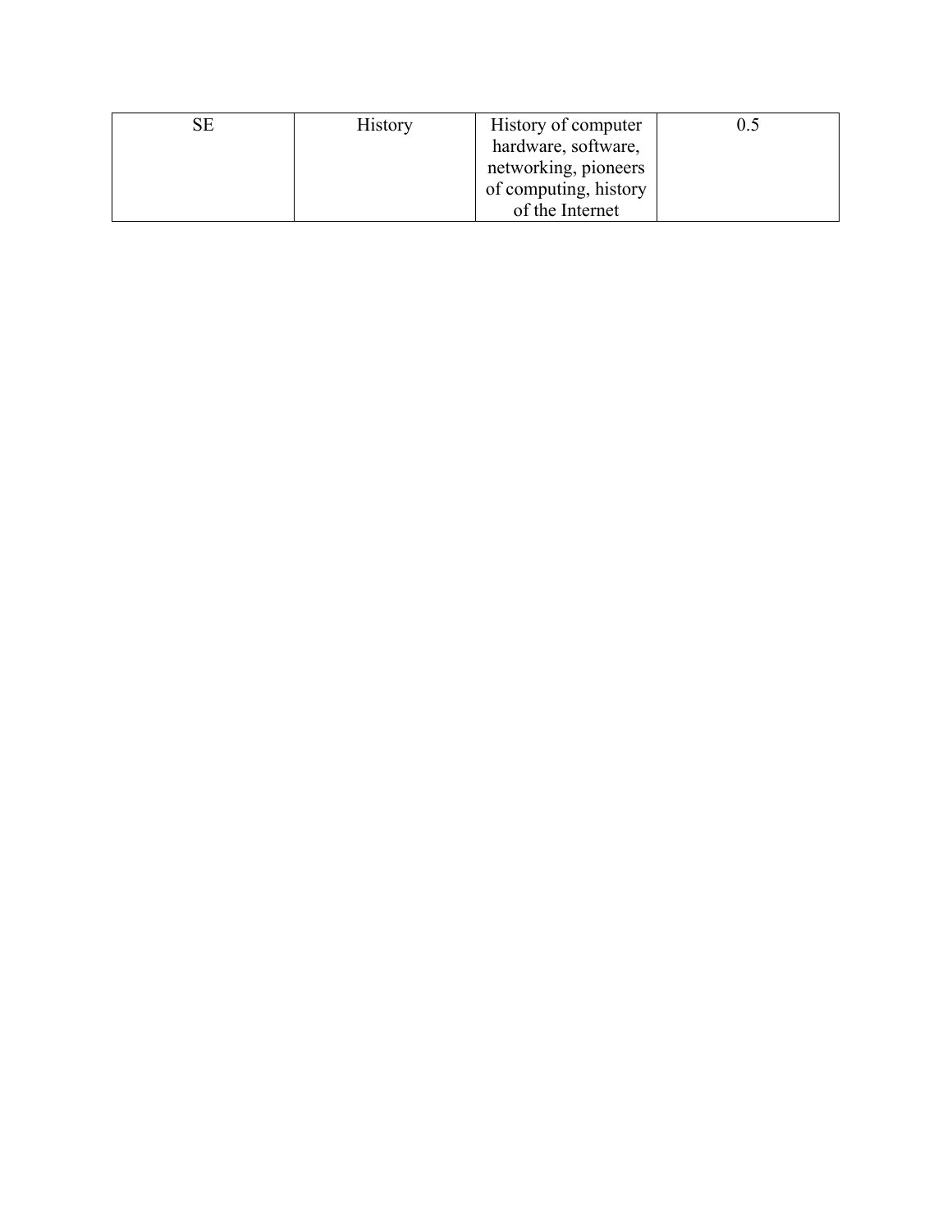| | | | |
|---|---|---|---|
| SE | History | History of computer hardware, software, networking, pioneers of computing, history of the Internet | 0.5 |